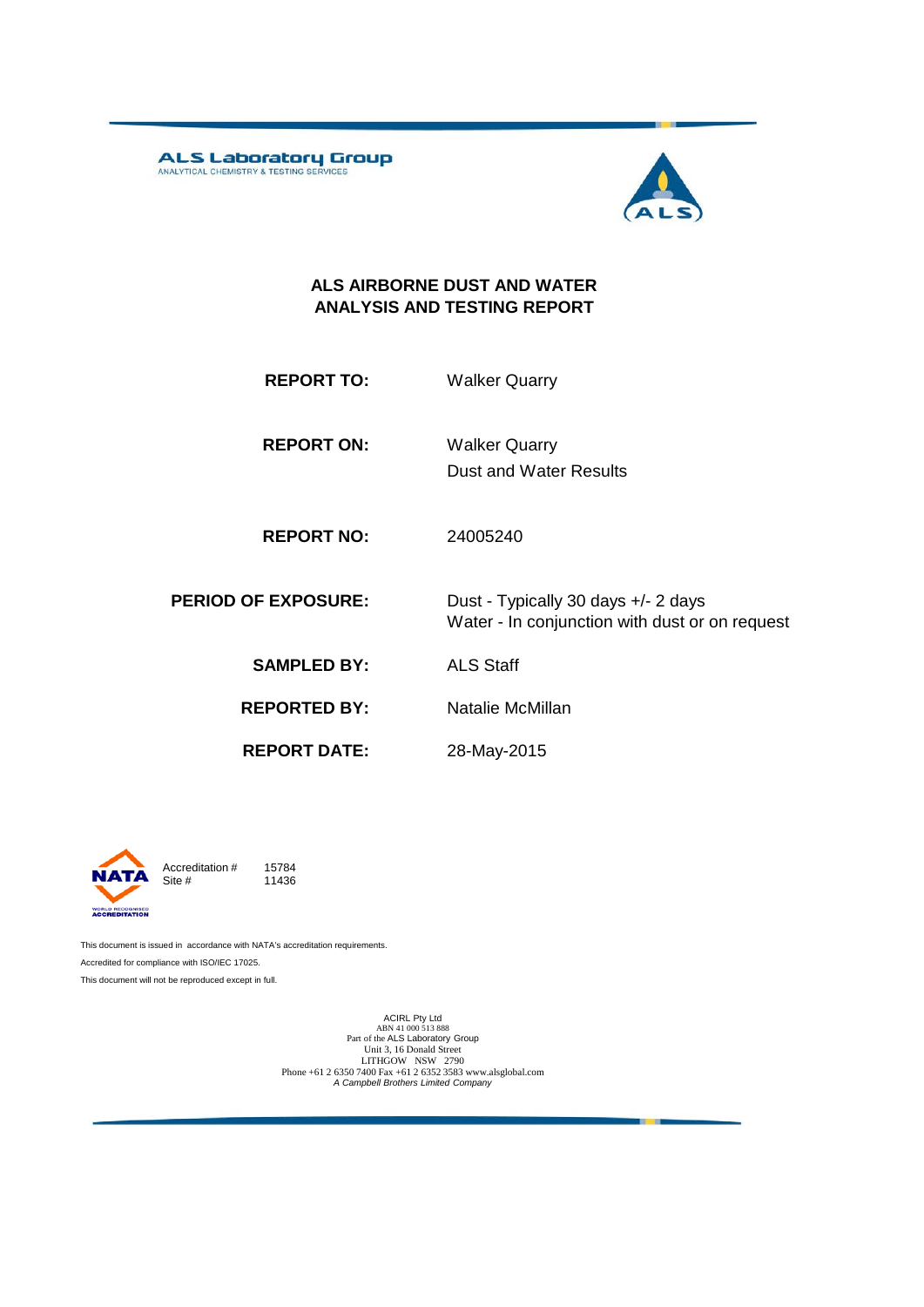ALS Laboratory Group
ANALYTICAL CHEMISTRY & TESTING SERVICES

# ALS AIRBORNE DUST AND WATER ANALYSIS AND TESTING REPORT

| | |
|---|---|
| **REPORT TO:** | Walker Quarry |
| **REPORT ON:** | Walker Quarry<br>Dust and Water Results |
| **REPORT NO:** | 24005240 |
| **PERIOD OF EXPOSURE:** | Dust - Typically 30 days +/- 2 days<br>Water - In conjunction with dust or on request |
| **SAMPLED BY:** | ALS Staff |
| **REPORTED BY:** | Natalie McMillan |
| **REPORT DATE:** | 28-May-2015 |

NATA
WORLD RECOGNISED ACCREDITATION

Accreditation # 15784
Site # 11436

This document is issued in accordance with NATA's accreditation requirements.
Accredited for compliance with ISO/IEC 17025.
This document will not be reproduced except in full.

ACIRL Pty Ltd
ABN 41 000 513 888
Part of the ALS Laboratory Group
Unit 3, 16 Donald Street
LITHGOW NSW 2790
Phone +61 2 6350 7400 Fax +61 2 6352 3583 www.alsglobal.com
*A Campbell Brothers Limited Company*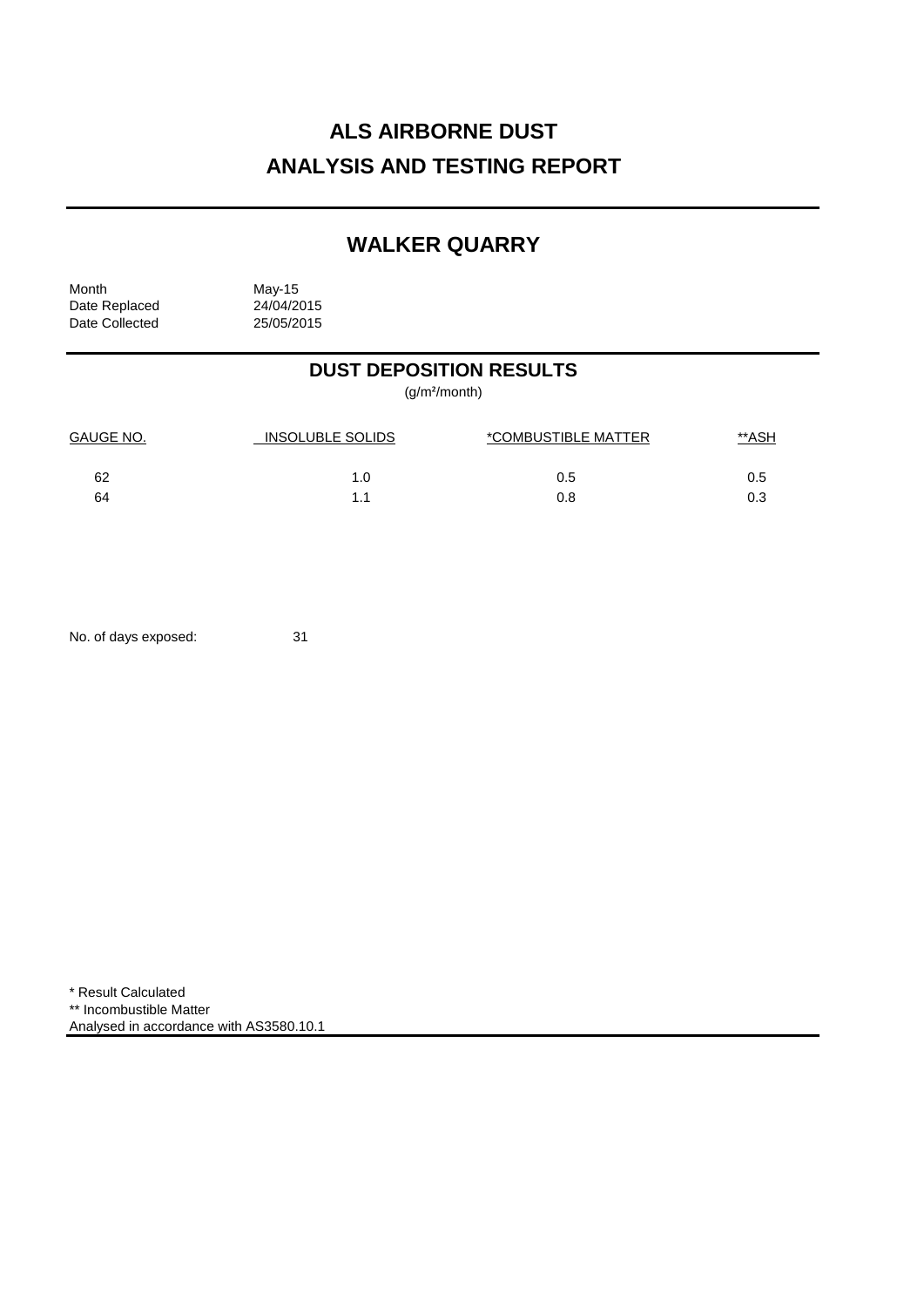# ALS AIRBORNE DUST
# ANALYSIS AND TESTING REPORT

## WALKER QUARRY

| | |
|---|---|
| Month | May-15 |
| Date Replaced | 24/04/2015 |
| Date Collected | 25/05/2015 |

## DUST DEPOSITION RESULTS

($g/m^2$/month)

| GAUGE NO. | INSOLUBLE SOLIDS | *COMBUSTIBLE MATTER | **ASH |
|---|---|---|---|
| 62 | 1.0 | 0.5 | 0.5 |
| 64 | 1.1 | 0.8 | 0.3 |

No. of days exposed: 31

\* Result Calculated
\** Incombustible Matter
Analysed in accordance with AS3580.10.1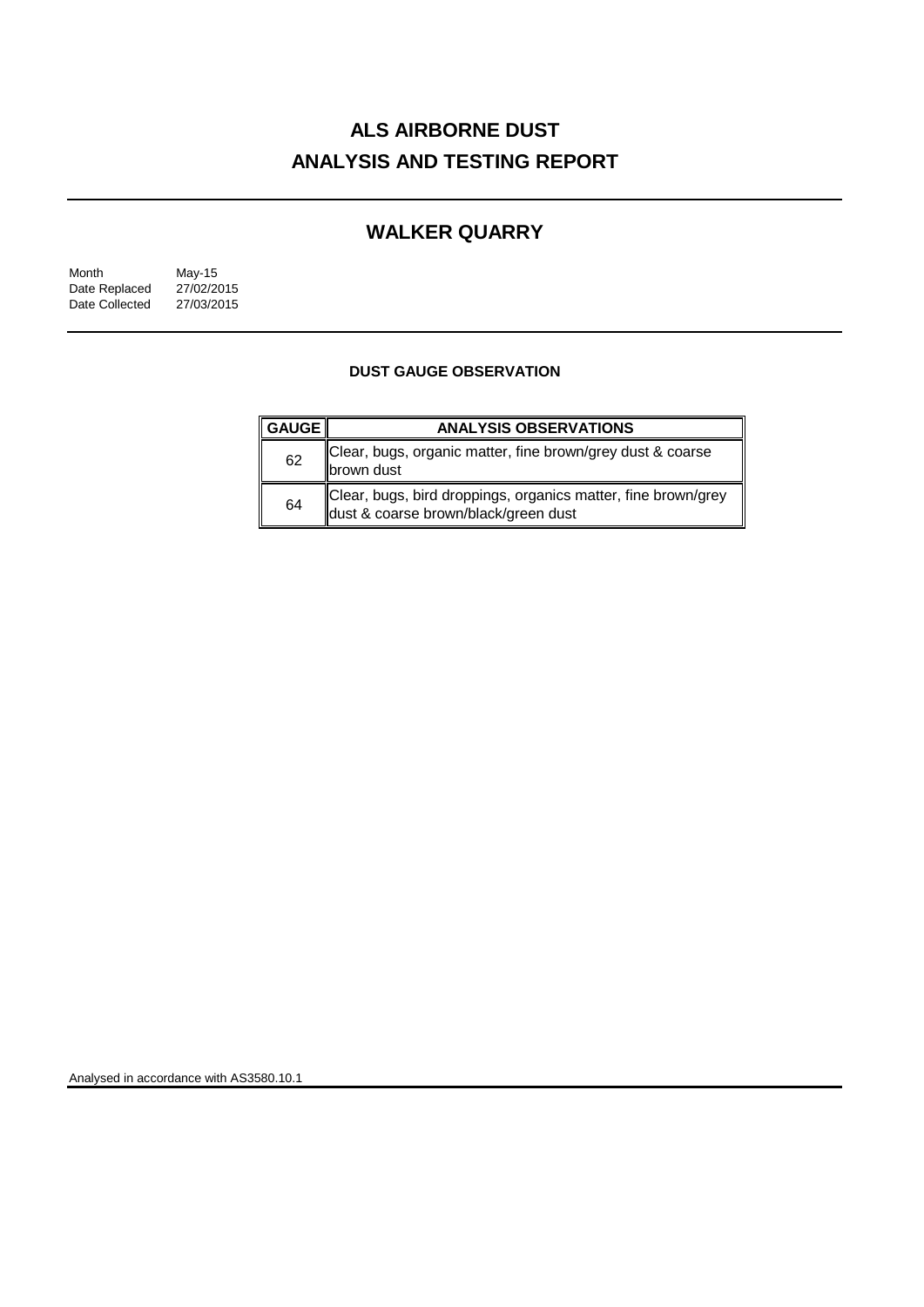# ALS AIRBORNE DUST
# ANALYSIS AND TESTING REPORT

## WALKER QUARRY

Month May-15
Date Replaced 27/02/2015
Date Collected 27/03/2015

### DUST GAUGE OBSERVATION

| GAUGE | ANALYSIS OBSERVATIONS |
|---|---|
| 62 | Clear, bugs, organic matter, fine brown/grey dust & coarse brown dust |
| 64 | Clear, bugs, bird droppings, organics matter, fine brown/grey dust & coarse brown/black/green dust |

Analysed in accordance with AS3580.10.1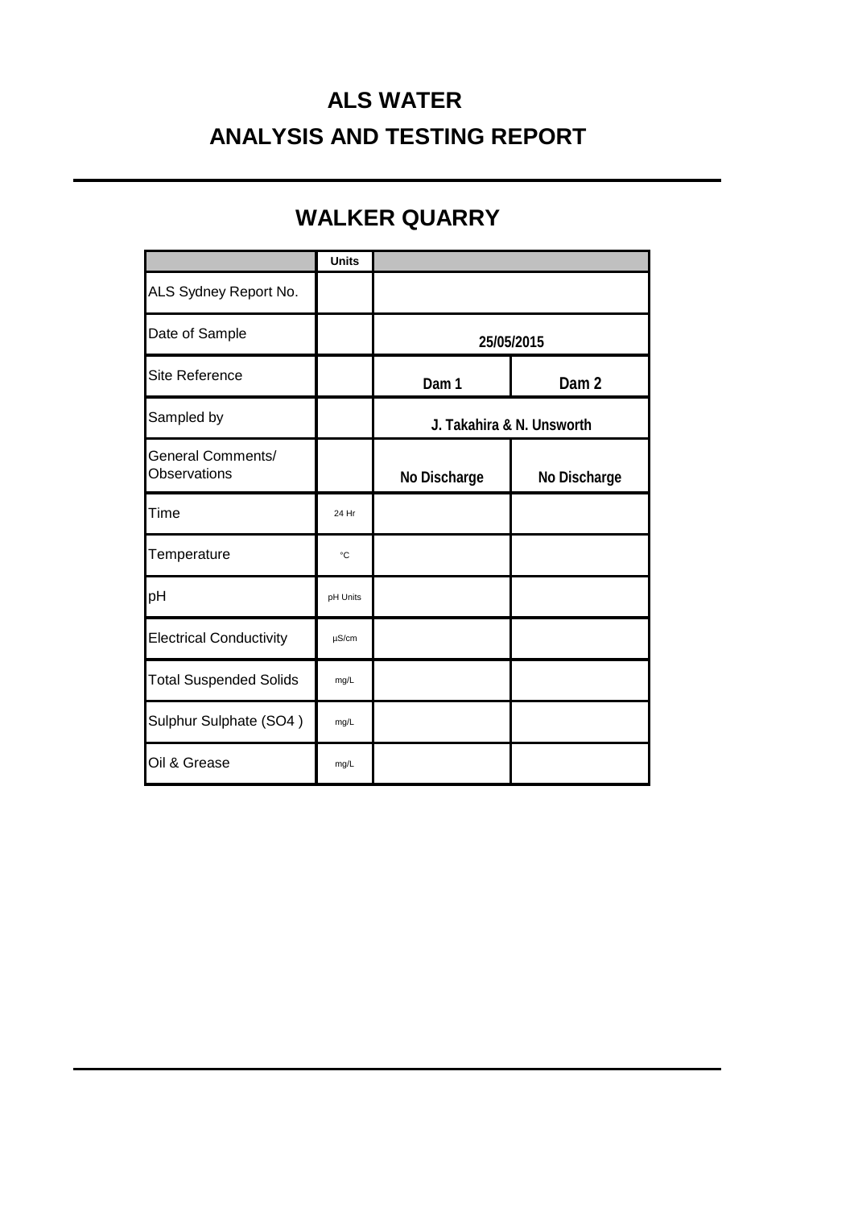# ALS WATER

# ANALYSIS AND TESTING REPORT

## WALKER QUARRY

| | Units | | |
|---|---|---|---|
| ALS Sydney Report No. | | | |
| Date of Sample | | 25/05/2015 | |
| Site Reference | | Dam 1 | Dam 2 |
| Sampled by | | J. Takahira & N. Unsworth | |
| General Comments/ Observations | | No Discharge | No Discharge |
| Time | 24 Hr | | |
| Temperature | °C | | |
| pH | pH Units | | |
| Electrical Conductivity | µS/cm | | |
| Total Suspended Solids | mg/L | | |
| Sulphur Sulphate (SO4 ) | mg/L | | |
| Oil & Grease | mg/L | | |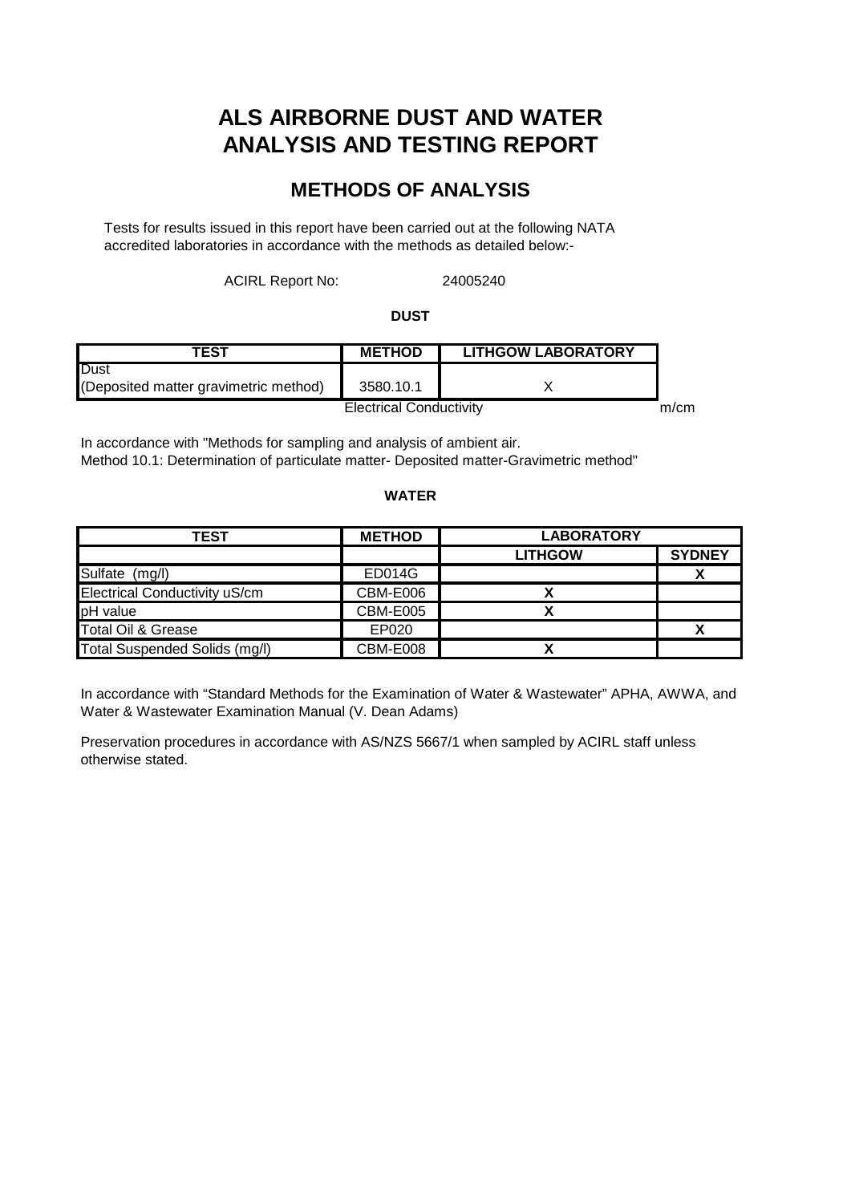# ALS AIRBORNE DUST AND WATER ANALYSIS AND TESTING REPORT

## METHODS OF ANALYSIS

Tests for results issued in this report have been carried out at the following NATA accredited laboratories in accordance with the methods as detailed below:-

ACIRL Report No: 24005240

**DUST**

| TEST | METHOD | LITHGOW LABORATORY |
|---|---|---|
| Dust (Deposited matter gravimetric method) | 3580.10.1 | X |

Electrical Conductivity m/cm

In accordance with "Methods for sampling and analysis of ambient air.
Method 10.1: Determination of particulate matter- Deposited matter-Gravimetric method"

**WATER**

| TEST | METHOD | LABORATORY | |
|---|---|---|---|
| | | LITHGOW | SYDNEY |
| Sulfate (mg/l) | ED014G | | X |
| Electrical Conductivity uS/cm | CBM-E006 | X | |
| pH value | CBM-E005 | X | |
| Total Oil & Grease | EP020 | | X |
| Total Suspended Solids (mg/l) | CBM-E008 | X | |

In accordance with “Standard Methods for the Examination of Water & Wastewater” APHA, AWWA, and Water & Wastewater Examination Manual (V. Dean Adams)

Preservation procedures in accordance with AS/NZS 5667/1 when sampled by ACIRL staff unless otherwise stated.